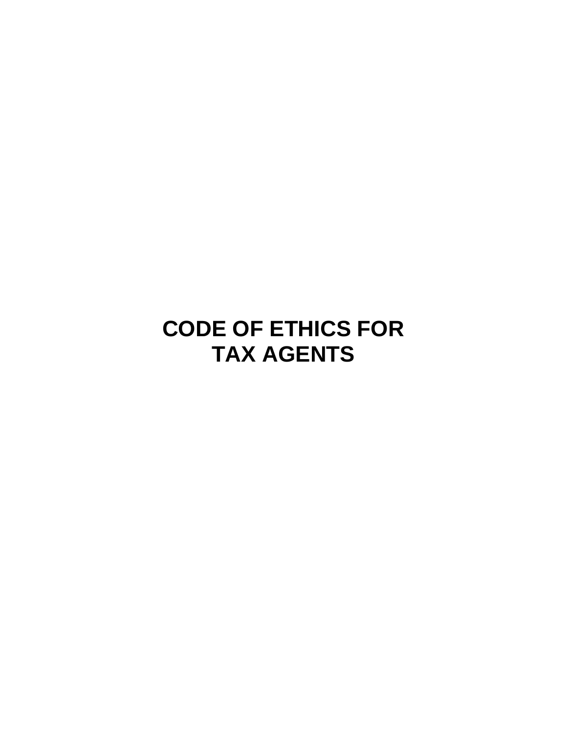# CODE OF ETHICS FOR TAX AGENTS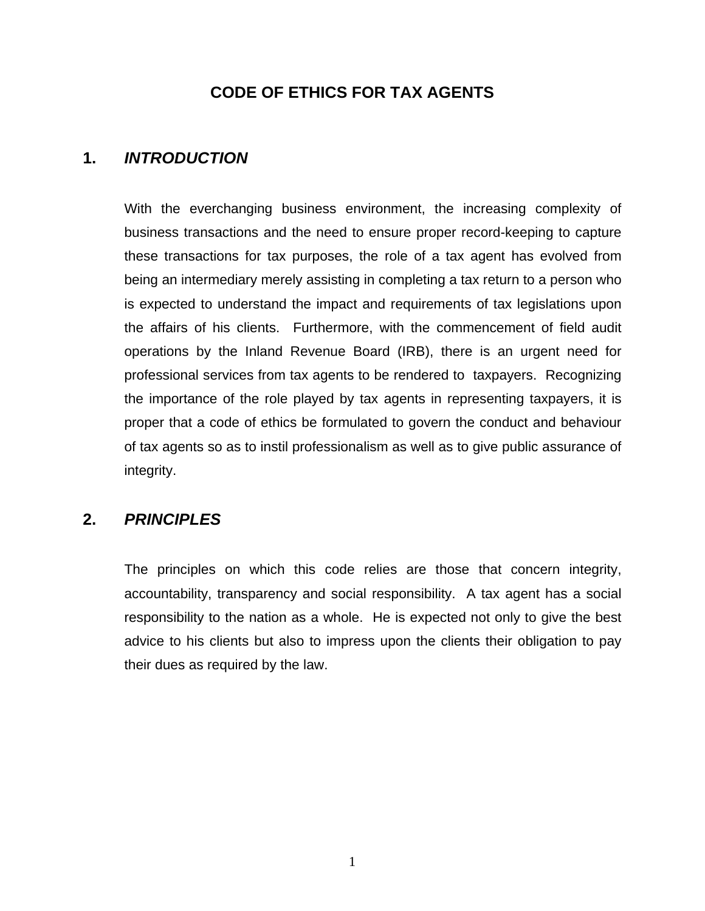# CODE OF ETHICS FOR TAX AGENTS

## 1. *INTRODUCTION*

With the everchanging business environment, the increasing complexity of business transactions and the need to ensure proper record-keeping to capture these transactions for tax purposes, the role of a tax agent has evolved from being an intermediary merely assisting in completing a tax return to a person who is expected to understand the impact and requirements of tax legislations upon the affairs of his clients. Furthermore, with the commencement of field audit operations by the Inland Revenue Board (IRB), there is an urgent need for professional services from tax agents to be rendered to taxpayers. Recognizing the importance of the role played by tax agents in representing taxpayers, it is proper that a code of ethics be formulated to govern the conduct and behaviour of tax agents so as to instil professionalism as well as to give public assurance of integrity.

## 2. *PRINCIPLES*

The principles on which this code relies are those that concern integrity, accountability, transparency and social responsibility. A tax agent has a social responsibility to the nation as a whole. He is expected not only to give the best advice to his clients but also to impress upon the clients their obligation to pay their dues as required by the law.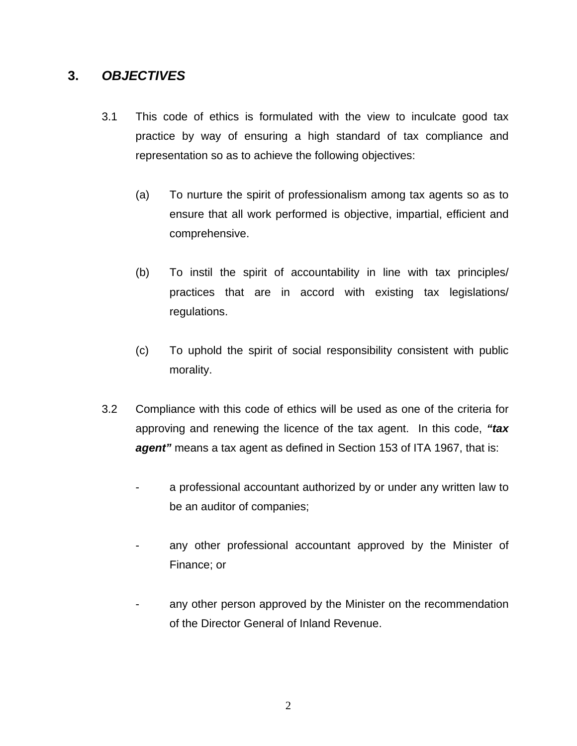## 3. *OBJECTIVES*

3.1 This code of ethics is formulated with the view to inculcate good tax practice by way of ensuring a high standard of tax compliance and representation so as to achieve the following objectives:

(a) To nurture the spirit of professionalism among tax agents so as to ensure that all work performed is objective, impartial, efficient and comprehensive.

(b) To instil the spirit of accountability in line with tax principles/ practices that are in accord with existing tax legislations/ regulations.

(c) To uphold the spirit of social responsibility consistent with public morality.

3.2 Compliance with this code of ethics will be used as one of the criteria for approving and renewing the licence of the tax agent. In this code, ***"tax agent"*** means a tax agent as defined in Section 153 of ITA 1967, that is:

- a professional accountant authorized by or under any written law to be an auditor of companies;

- any other professional accountant approved by the Minister of Finance; or

- any other person approved by the Minister on the recommendation of the Director General of Inland Revenue.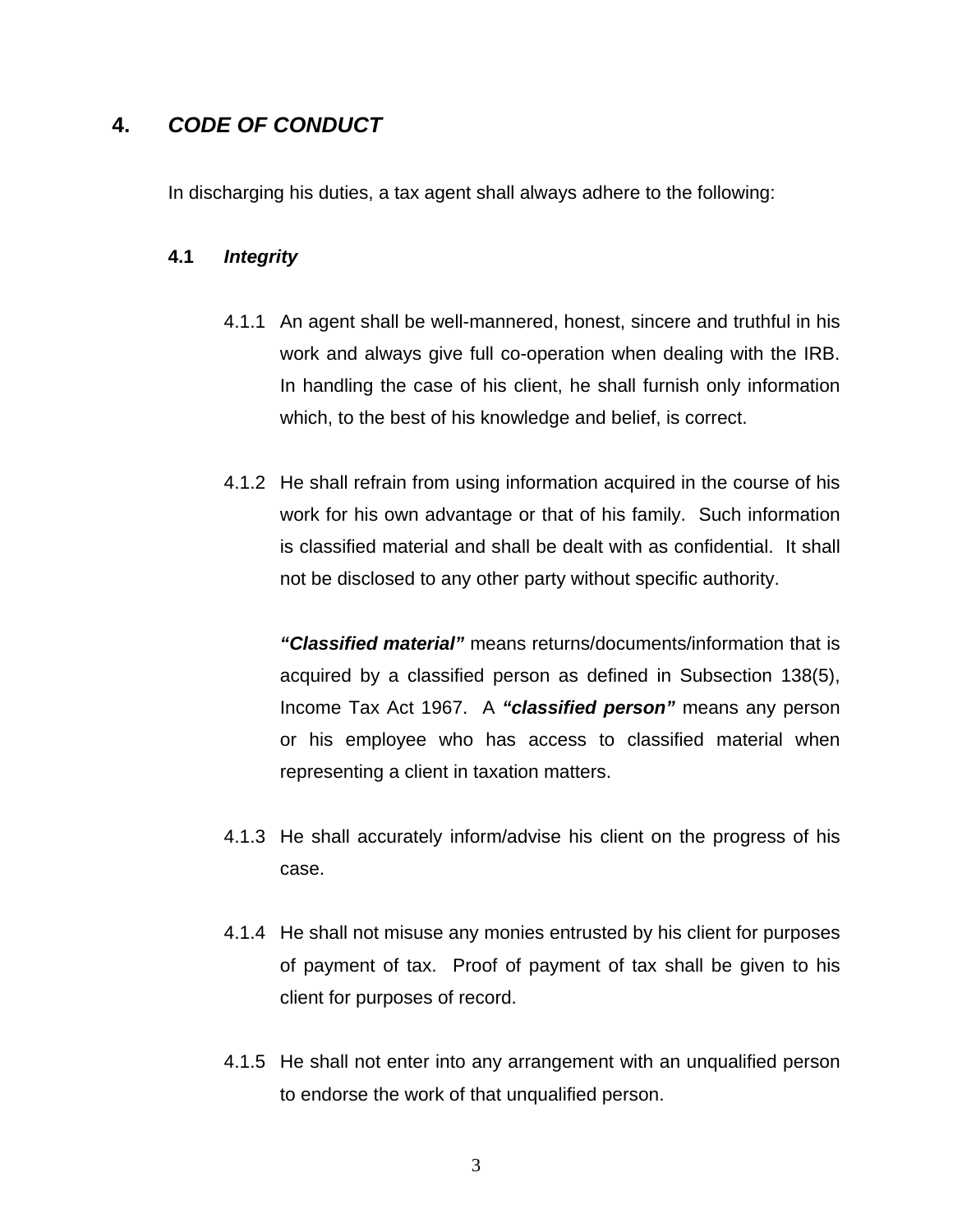## 4. *CODE OF CONDUCT*

In discharging his duties, a tax agent shall always adhere to the following:

### 4.1 *Integrity*

4.1.1 An agent shall be well-mannered, honest, sincere and truthful in his work and always give full co-operation when dealing with the IRB. In handling the case of his client, he shall furnish only information which, to the best of his knowledge and belief, is correct.

4.1.2 He shall refrain from using information acquired in the course of his work for his own advantage or that of his family. Such information is classified material and shall be dealt with as confidential. It shall not be disclosed to any other party without specific authority.

***"Classified material"*** means returns/documents/information that is acquired by a classified person as defined in Subsection 138(5), Income Tax Act 1967. A ***"classified person"*** means any person or his employee who has access to classified material when representing a client in taxation matters.

4.1.3 He shall accurately inform/advise his client on the progress of his case.

4.1.4 He shall not misuse any monies entrusted by his client for purposes of payment of tax. Proof of payment of tax shall be given to his client for purposes of record.

4.1.5 He shall not enter into any arrangement with an unqualified person to endorse the work of that unqualified person.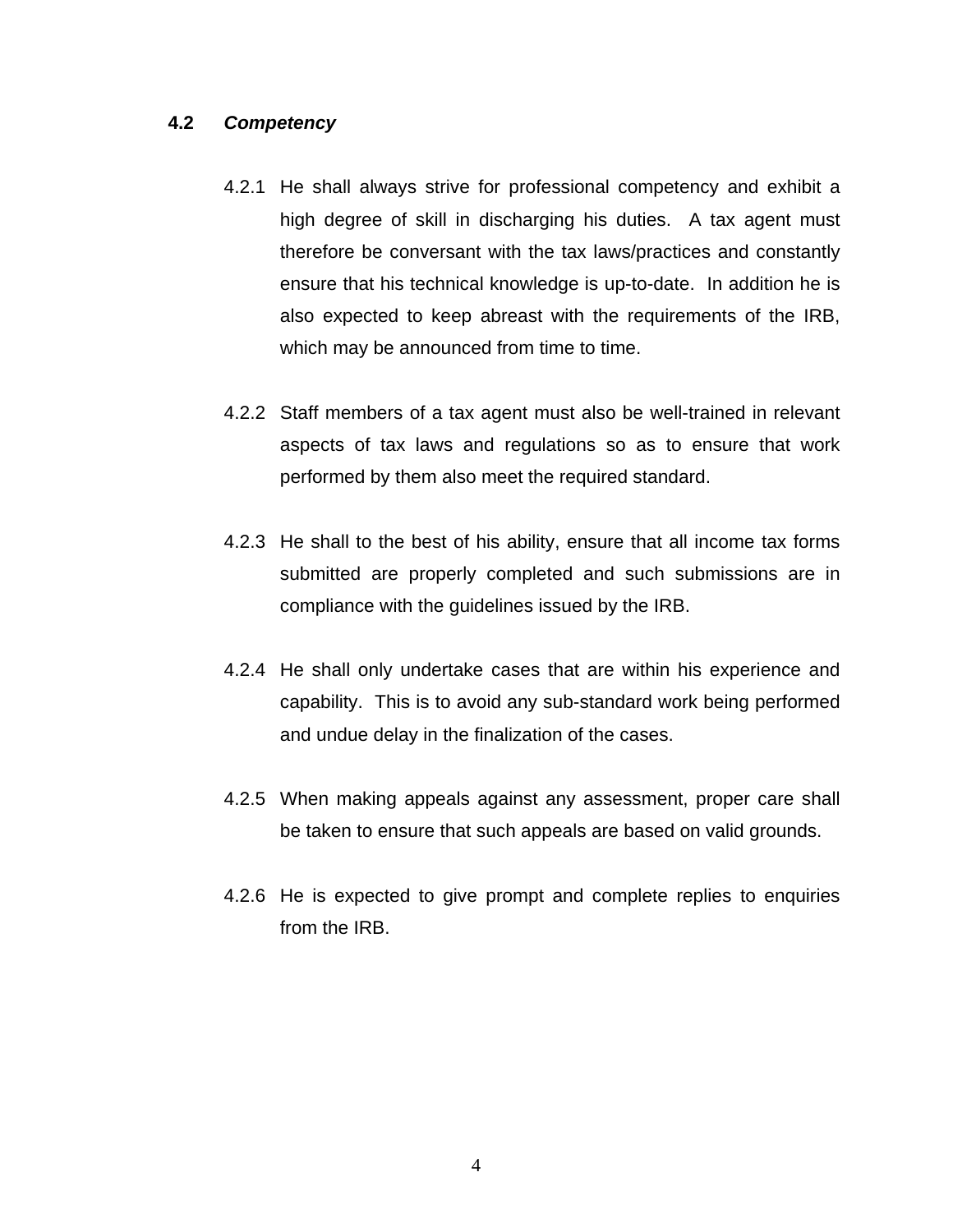### 4.2 *Competency*

4.2.1 He shall always strive for professional competency and exhibit a high degree of skill in discharging his duties. A tax agent must therefore be conversant with the tax laws/practices and constantly ensure that his technical knowledge is up-to-date. In addition he is also expected to keep abreast with the requirements of the IRB, which may be announced from time to time.

4.2.2 Staff members of a tax agent must also be well-trained in relevant aspects of tax laws and regulations so as to ensure that work performed by them also meet the required standard.

4.2.3 He shall to the best of his ability, ensure that all income tax forms submitted are properly completed and such submissions are in compliance with the guidelines issued by the IRB.

4.2.4 He shall only undertake cases that are within his experience and capability. This is to avoid any sub-standard work being performed and undue delay in the finalization of the cases.

4.2.5 When making appeals against any assessment, proper care shall be taken to ensure that such appeals are based on valid grounds.

4.2.6 He is expected to give prompt and complete replies to enquiries from the IRB.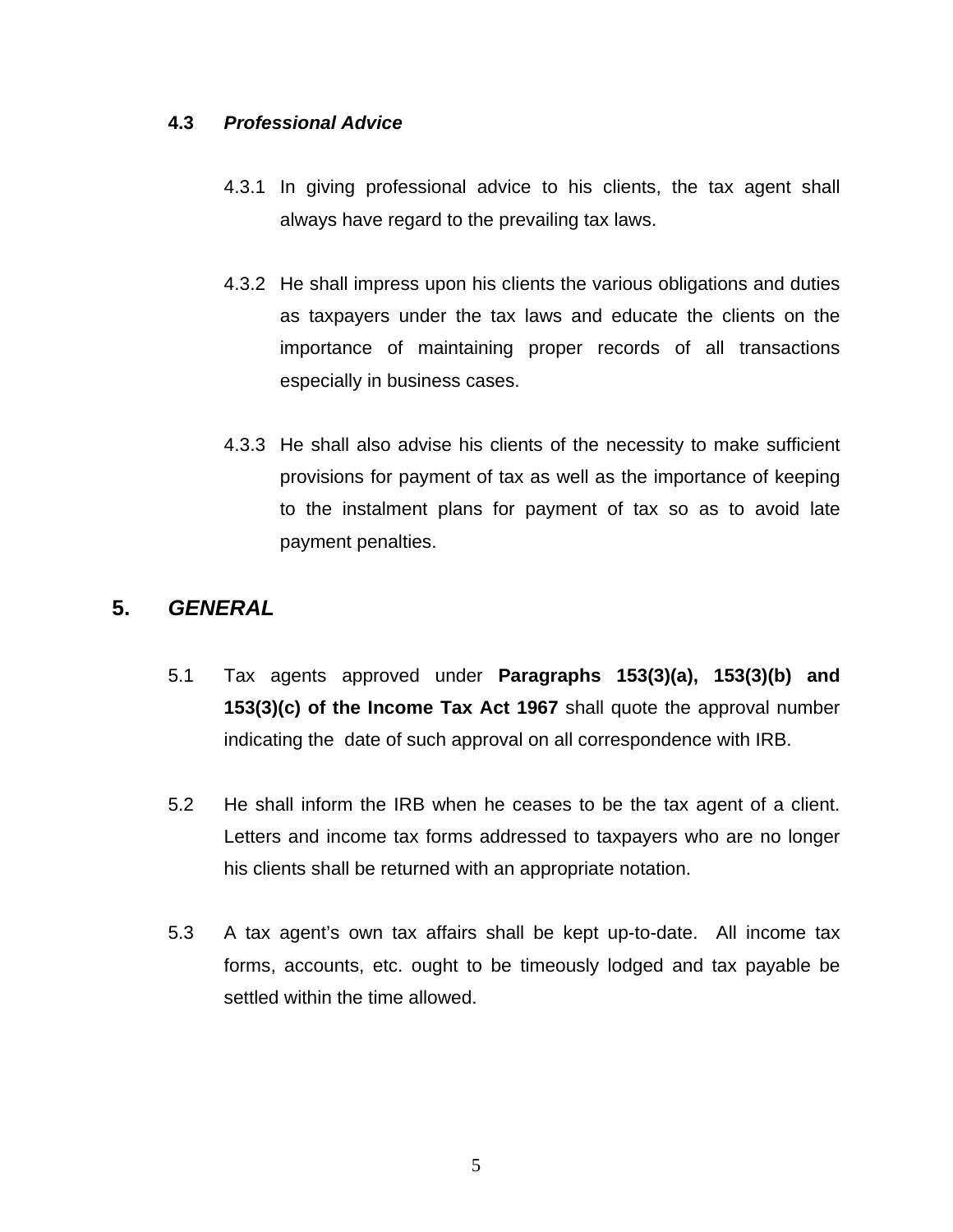### 4.3 *Professional Advice*

4.3.1 In giving professional advice to his clients, the tax agent shall always have regard to the prevailing tax laws.

4.3.2 He shall impress upon his clients the various obligations and duties as taxpayers under the tax laws and educate the clients on the importance of maintaining proper records of all transactions especially in business cases.

4.3.3 He shall also advise his clients of the necessity to make sufficient provisions for payment of tax as well as the importance of keeping to the instalment plans for payment of tax so as to avoid late payment penalties.

## 5. *GENERAL*

5.1 Tax agents approved under **Paragraphs 153(3)(a), 153(3)(b) and 153(3)(c) of the Income Tax Act 1967** shall quote the approval number indicating the date of such approval on all correspondence with IRB.

5.2 He shall inform the IRB when he ceases to be the tax agent of a client. Letters and income tax forms addressed to taxpayers who are no longer his clients shall be returned with an appropriate notation.

5.3 A tax agent's own tax affairs shall be kept up-to-date. All income tax forms, accounts, etc. ought to be timeously lodged and tax payable be settled within the time allowed.